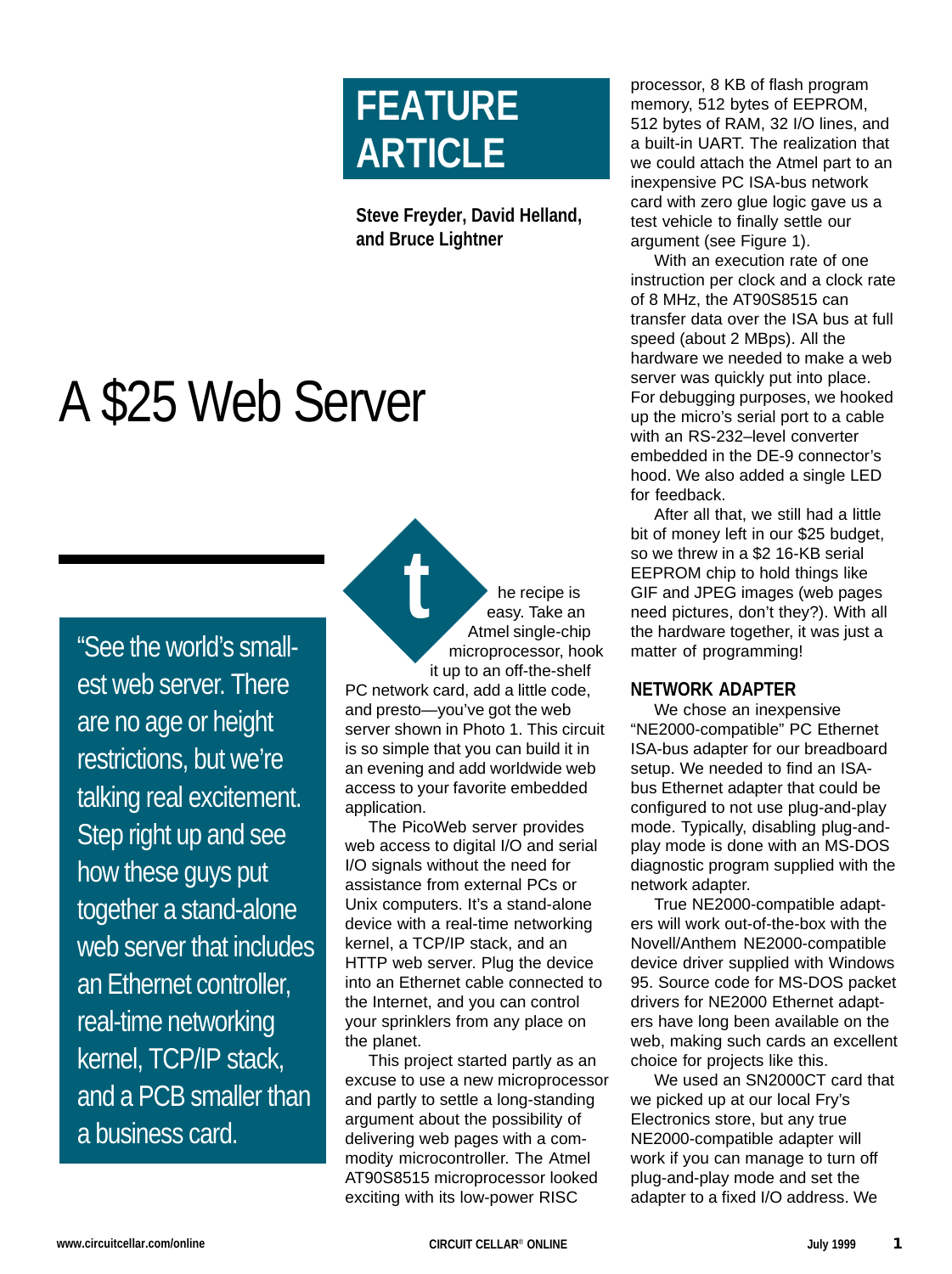# FEATURE ARTICLE

**Steve Freyder, David Helland, and Bruce Lightner**

# A $25 Web Server

"See the world's smallest web server. There are no age or height restrictions, but we're talking real excitement. Step right up and see how these guys put together a stand-alone web server that includes an Ethernet controller, real-time networking kernel, TCP/IP stack, and a PCB smaller than a business card.

The recipe is easy. Take an Atmel single-chip microprocessor, hook it up to an off-the-shelf PC network card, add a little code, and presto—you've got the web server shown in Photo 1. This circuit is so simple that you can build it in an evening and add worldwide web access to your favorite embedded application.

The PicoWeb server provides web access to digital I/O and serial I/O signals without the need for assistance from external PCs or Unix computers. It's a stand-alone device with a real-time networking kernel, a TCP/IP stack, and an HTTP web server. Plug the device into an Ethernet cable connected to the Internet, and you can control your sprinklers from any place on the planet.

This project started partly as an excuse to use a new microprocessor and partly to settle a long-standing argument about the possibility of delivering web pages with a commodity microcontroller. The Atmel AT90S8515 microprocessor looked exciting with its low-power RISC processor, 8 KB of flash program memory, 512 bytes of EEPROM, 512 bytes of RAM, 32 I/O lines, and a built-in UART. The realization that we could attach the Atmel part to an inexpensive PC ISA-bus network card with zero glue logic gave us a test vehicle to finally settle our argument (see Figure 1).

With an execution rate of one instruction per clock and a clock rate of 8 MHz, the AT90S8515 can transfer data over the ISA bus at full speed (about 2 MBps). All the hardware we needed to make a web server was quickly put into place. For debugging purposes, we hooked up the micro's serial port to a cable with an RS-232–level converter embedded in the DE-9 connector's hood. We also added a single LED for feedback.

After all that, we still had a little bit of money left in our $25 budget, so we threw in a $2 16-KB serial EEPROM chip to hold things like GIF and JPEG images (web pages need pictures, don't they?). With all the hardware together, it was just a matter of programming!

## NETWORK ADAPTER

We chose an inexpensive "NE2000-compatible" PC Ethernet ISA-bus adapter for our breadboard setup. We needed to find an ISA-bus Ethernet adapter that could be configured to not use plug-and-play mode. Typically, disabling plug-and-play mode is done with an MS-DOS diagnostic program supplied with the network adapter.

True NE2000-compatible adapters will work out-of-the-box with the Novell/Anthem NE2000-compatible device driver supplied with Windows 95. Source code for MS-DOS packet drivers for NE2000 Ethernet adapters have long been available on the web, making such cards an excellent choice for projects like this.

We used an SN2000CT card that we picked up at our local Fry's Electronics store, but any true NE2000-compatible adapter will work if you can manage to turn off plug-and-play mode and set the adapter to a fixed I/O address. We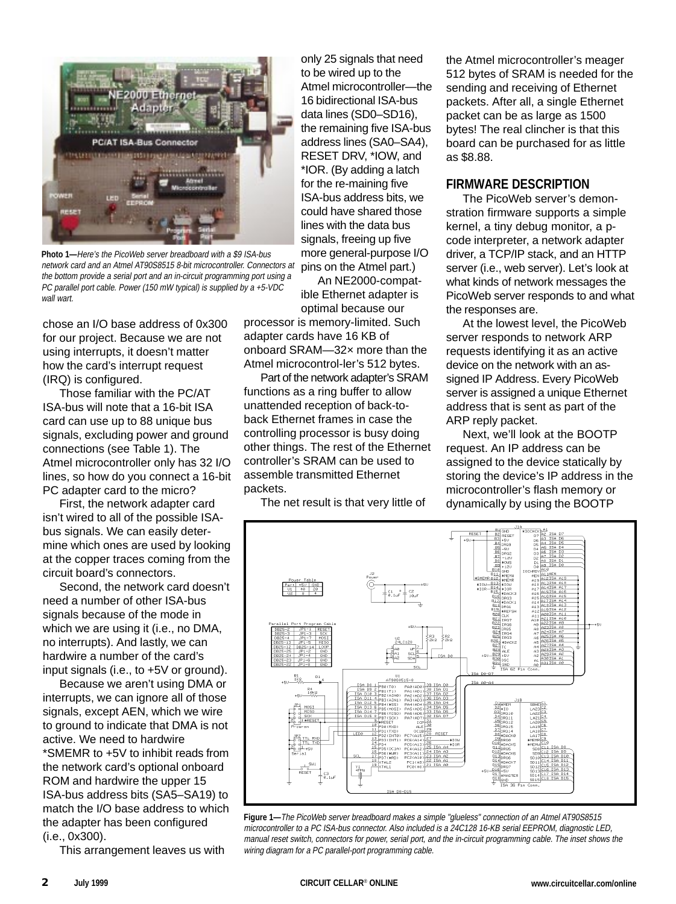**Photo 1—***Here's the PicoWeb server breadboard with a $9 ISA-bus network card and an Atmel AT90S8515 8-bit microcontroller. Connectors at the bottom provide a serial port and an in-circuit programming port using a PC parallel port cable. Power (150 mW typical) is supplied by a +5-VDC wall wart.*

chose an I/O base address of 0x300 for our project. Because we are not using interrupts, it doesn't matter how the card's interrupt request (IRQ) is configured.

Those familiar with the PC/AT ISA-bus will note that a 16-bit ISA card can use up to 88 unique bus signals, excluding power and ground connections (see Table 1). The Atmel microcontroller only has 32 I/O lines, so how do you connect a 16-bit PC adapter card to the micro?

First, the network adapter card isn't wired to all of the possible ISA-bus signals. We can easily determine which ones are used by looking at the copper traces coming from the circuit board's connectors.

Second, the network card doesn't need a number of other ISA-bus signals because of the mode in which we are using it (i.e., no DMA, no interrupts). And lastly, we can hardwire a number of the card's input signals (i.e., to +5V or ground).

Because we aren't using DMA or interrupts, we can ignore all of those signals, except AEN, which we wire to ground to indicate that DMA is not active. We need to hardwire *SMEMR to +5V to inhibit reads from the network card's optional onboard ROM and hardwire the upper 15 ISA-bus address bits (SA5–SA19) to match the I/O base address to which the adapter has been configured (i.e., 0x300).

This arrangement leaves us with only 25 signals that need to be wired up to the Atmel microcontroller—the 16 bidirectional ISA-bus data lines (SD0–SD16), the remaining five ISA-bus address lines (SA0–SA4), RESET DRV, *IOW, and *IOR. (By adding a latch for the re-maining five ISA-bus address bits, we could have shared those lines with the data bus signals, freeing up five more general-purpose I/O pins on the Atmel part.)

An NE2000-compatible Ethernet adapter is optimal because our processor is memory-limited. Such adapter cards have 16 KB of onboard SRAM—32× more than the Atmel microcontrol-ler's 512 bytes.

Part of the network adapter's SRAM functions as a ring buffer to allow unattended reception of back-to-back Ethernet frames in case the controlling processor is busy doing other things. The rest of the Ethernet controller's SRAM can be used to assemble transmitted Ethernet packets.

The net result is that very little of the Atmel microcontroller's meager 512 bytes of SRAM is needed for the sending and receiving of Ethernet packets. After all, a single Ethernet packet can be as large as 1500 bytes! The real clincher is that this board can be purchased for as little as $8.88.

## FIRMWARE DESCRIPTION

The PicoWeb server's demonstration firmware supports a simple kernel, a tiny debug monitor, a p-code interpreter, a network adapter driver, a TCP/IP stack, and an HTTP server (i.e., web server). Let's look at what kinds of network messages the PicoWeb server responds to and what the responses are.

At the lowest level, the PicoWeb server responds to network ARP requests identifying it as an active device on the network with an assigned IP Address. Every PicoWeb server is assigned a unique Ethernet address that is sent as part of the ARP reply packet.

Next, we'll look at the BOOTP request. An IP address can be assigned to the device statically by storing the device's IP address in the microcontroller's flash memory or dynamically by using the BOOTP

**Figure 1—***The PicoWeb server breadboard makes a simple "glueless" connection of an Atmel AT90S8515 microcontroller to a PC ISA-bus connector. Also included is a 24C128 16-KB serial EEPROM, diagnostic LED, manual reset switch, connectors for power, serial port, and the in-circuit programming cable. The inset shows the wiring diagram for a PC parallel-port programming cable.*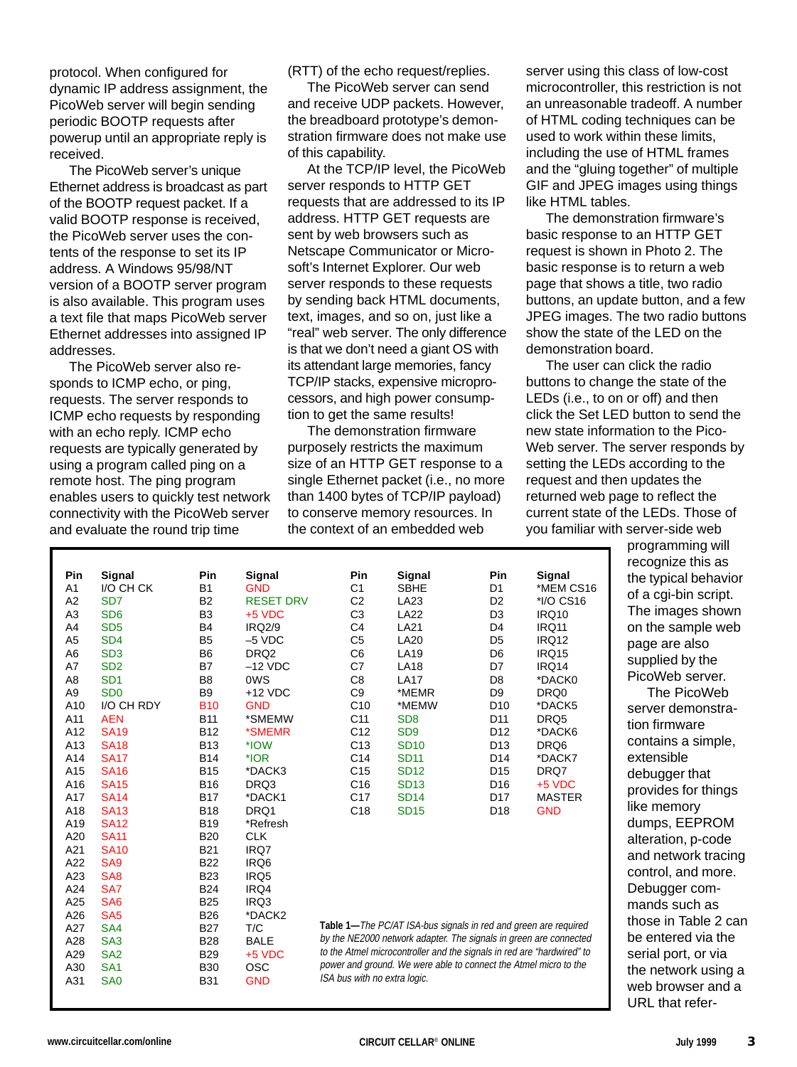protocol. When configured for dynamic IP address assignment, the PicoWeb server will begin sending periodic BOOTP requests after powerup until an appropriate reply is received.

The PicoWeb server's unique Ethernet address is broadcast as part of the BOOTP request packet. If a valid BOOTP response is received, the PicoWeb server uses the contents of the response to set its IP address. A Windows 95/98/NT version of a BOOTP server program is also available. This program uses a text file that maps PicoWeb server Ethernet addresses into assigned IP addresses.

The PicoWeb server also responds to ICMP echo, or ping, requests. The server responds to ICMP echo requests by responding with an echo reply. ICMP echo requests are typically generated by using a program called ping on a remote host. The ping program enables users to quickly test network connectivity with the PicoWeb server and evaluate the round trip time (RTT) of the echo request/replies.

The PicoWeb server can send and receive UDP packets. However, the breadboard prototype's demonstration firmware does not make use of this capability.

At the TCP/IP level, the PicoWeb server responds to HTTP GET requests that are addressed to its IP address. HTTP GET requests are sent by web browsers such as Netscape Communicator or Microsoft's Internet Explorer. Our web server responds to these requests by sending back HTML documents, text, images, and so on, just like a "real" web server. The only difference is that we don't need a giant OS with its attendant large memories, fancy TCP/IP stacks, expensive microprocessors, and high power consumption to get the same results!

The demonstration firmware purposely restricts the maximum size of an HTTP GET response to a single Ethernet packet (i.e., no more than 1400 bytes of TCP/IP payload) to conserve memory resources. In the context of an embedded web server using this class of low-cost microcontroller, this restriction is not an unreasonable tradeoff. A number of HTML coding techniques can be used to work within these limits, including the use of HTML frames and the "gluing together" of multiple GIF and JPEG images using things like HTML tables.

The demonstration firmware's basic response to an HTTP GET request is shown in Photo 2. The basic response is to return a web page that shows a title, two radio buttons, an update button, and a few JPEG images. The two radio buttons show the state of the LED on the demonstration board.

The user can click the radio buttons to change the state of the LEDs (i.e., to on or off) and then click the Set LED button to send the new state information to the PicoWeb server. The server responds by setting the LEDs according to the request and then updates the returned web page to reflect the current state of the LEDs. Those of you familiar with server-side web programming will recognize this as the typical behavior of a cgi-bin script. The images shown on the sample web page are also supplied by the PicoWeb server.

The PicoWeb server demonstration firmware contains a simple, extensible debugger that provides for things like memory dumps, EEPROM alteration, p-code and network tracing control, and more. Debugger commands such as those in Table 2 can be entered via the serial port, or via the network using a web browser and a URL that refer-

| Pin | Signal | Pin | Signal | Pin | Signal | Pin | Signal |
|---|---|---|---|---|---|---|---|
| A1 | I/O CH CK | B1 | GND | C1 | SBHE | D1 | *MEM CS16 |
| A2 | SD7 | B2 | RESET DRV | C2 | LA23 | D2 | *I/O CS16 |
| A3 | SD6 | B3 | +5 VDC | C3 | LA22 | D3 | IRQ10 |
| A4 | SD5 | B4 | IRQ2/9 | C4 | LA21 | D4 | IRQ11 |
| A5 | SD4 | B5 | –5 VDC | C5 | LA20 | D5 | IRQ12 |
| A6 | SD3 | B6 | DRQ2 | C6 | LA19 | D6 | IRQ15 |
| A7 | SD2 | B7 | –12 VDC | C7 | LA18 | D7 | IRQ14 |
| A8 | SD1 | B8 | 0WS | C8 | LA17 | D8 | *DACK0 |
| A9 | SD0 | B9 | +12 VDC | C9 | *MEMR | D9 | DRQ0 |
| A10 | I/O CH RDY | B10 | GND | C10 | *MEMW | D10 | *DACK5 |
| A11 | AEN | B11 | *SMEMW | C11 | SD8 | D11 | DRQ5 |
| A12 | SA19 | B12 | *SMEMR | C12 | SD9 | D12 | *DACK6 |
| A13 | SA18 | B13 | *IOW | C13 | SD10 | D13 | DRQ6 |
| A14 | SA17 | B14 | *IOR | C14 | SD11 | D14 | *DACK7 |
| A15 | SA16 | B15 | *DACK3 | C15 | SD12 | D15 | DRQ7 |
| A16 | SA15 | B16 | DRQ3 | C16 | SD13 | D16 | +5 VDC |
| A17 | SA14 | B17 | *DACK1 | C17 | SD14 | D17 | MASTER |
| A18 | SA13 | B18 | DRQ1 | C18 | SD15 | D18 | GND |
| A19 | SA12 | B19 | *Refresh | | | | |
| A20 | SA11 | B20 | CLK | | | | |
| A21 | SA10 | B21 | IRQ7 | | | | |
| A22 | SA9 | B22 | IRQ6 | | | | |
| A23 | SA8 | B23 | IRQ5 | | | | |
| A24 | SA7 | B24 | IRQ4 | | | | |
| A25 | SA6 | B25 | IRQ3 | | | | |
| A26 | SA5 | B26 | *DACK2 | | | | |
| A27 | SA4 | B27 | T/C | | | | |
| A28 | SA3 | B28 | BALE | | | | |
| A29 | SA2 | B29 | +5 VDC | | | | |
| A30 | SA1 | B30 | OSC | | | | |
| A31 | SA0 | B31 | GND | | | | |

**Table 1—***The PC/AT ISA-bus signals in red and green are required by the NE2000 network adapter. The signals in green are connected to the Atmel microcontroller and the signals in red are "hardwired" to power and ground. We were able to connect the Atmel micro to the ISA bus with no extra logic.*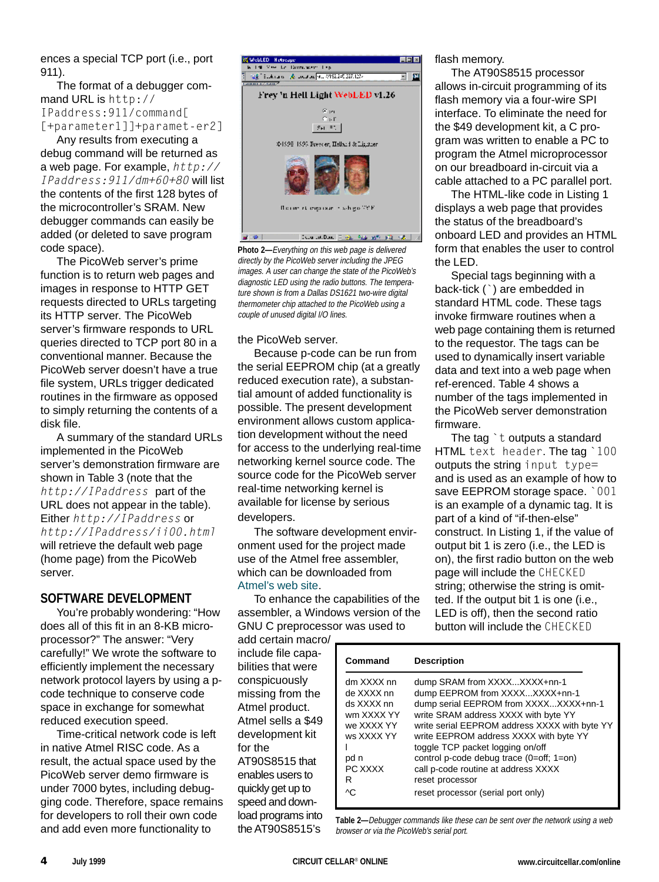ences a special TCP port (i.e., port 911).

The format of a debugger command URL is `http://IPaddress:911/command[[+parameter1]]+paramet-er2]`

Any results from executing a debug command will be returned as a web page. For example, *`http://IPaddress:911/dm+60+80`* will list the contents of the first 128 bytes of the microcontroller's SRAM. New debugger commands can easily be added (or deleted to save program code space).

The PicoWeb server's prime function is to return web pages and images in response to HTTP GET requests directed to URLs targeting its HTTP server. The PicoWeb server's firmware responds to URL queries directed to TCP port 80 in a conventional manner. Because the PicoWeb server doesn't have a true file system, URLs trigger dedicated routines in the firmware as opposed to simply returning the contents of a disk file.

A summary of the standard URLs implemented in the PicoWeb server's demonstration firmware are shown in Table 3 (note that the *`http://IPaddress`* part of the URL does not appear in the table). Either *`http://IPaddress`* or *`http://IPaddress/i100.html`* will retrieve the default web page (home page) from the PicoWeb server.

## SOFTWARE DEVELOPMENT

You're probably wondering: "How does all of this fit in an 8-KB microprocessor?" The answer: "Very carefully!" We wrote the software to efficiently implement the necessary network protocol layers by using a p-code technique to conserve code space in exchange for somewhat reduced execution speed.

Time-critical network code is left in native Atmel RISC code. As a result, the actual space used by the PicoWeb server demo firmware is under 7000 bytes, including debugging code. Therefore, space remains for developers to roll their own code and add even more functionality to

**Photo 2—***Everything on this web page is delivered directly by the PicoWeb server including the JPEG images. A user can change the state of the PicoWeb's diagnostic LED using the radio buttons. The temperature shown is from a Dallas DS1621 two-wire digital thermometer chip attached to the PicoWeb using a couple of unused digital I/O lines.*

the PicoWeb server.

Because p-code can be run from the serial EEPROM chip (at a greatly reduced execution rate), a substantial amount of added functionality is possible. The present development environment allows custom application development without the need for access to the underlying real-time networking kernel source code. The source code for the PicoWeb server real-time networking kernel is available for license by serious developers.

The software development environment used for the project made use of the Atmel free assembler, which can be downloaded from Atmel's web site.

To enhance the capabilities of the assembler, a Windows version of the GNU C preprocessor was used to add certain macro/include file capabilities that were conspicuously missing from the Atmel product. Atmel sells a $49 development kit for the AT90S8515 that enables users to quickly get up to speed and download programs into the AT90S8515's flash memory.

The AT90S8515 processor allows in-circuit programming of its flash memory via a four-wire SPI interface. To eliminate the need for the $49 development kit, a C program was written to enable a PC to program the Atmel microprocessor on our breadboard in-circuit via a cable attached to a PC parallel port.

The HTML-like code in Listing 1 displays a web page that provides the status of the breadboard's onboard LED and provides an HTML form that enables the user to control the LED.

Special tags beginning with a back-tick (`) are embedded in standard HTML code. These tags invoke firmware routines when a web page containing them is returned to the requestor. The tags can be used to dynamically insert variable data and text into a web page when ref-erenced. Table 4 shows a number of the tags implemented in the PicoWeb server demonstration firmware.

The tag `` `t `` outputs a standard HTML `text header`. The tag `` `100 `` outputs the string `input type=` and is used as an example of how to save EEPROM storage space. `` `001 `` is an example of a dynamic tag. It is part of a kind of "if-then-else" construct. In Listing 1, if the value of output bit 1 is zero (i.e., the LED is on), the first radio button on the web page will include the `CHECKED` string; otherwise the string is omitted. If the output bit 1 is one (i.e., LED is off), then the second ratio button will include the `CHECKED`

| Command | Description |
|---|---|
| dm XXXX nn | dump SRAM from XXXX...XXXX+nn-1 |
| de XXXX nn | dump EEPROM from XXXX...XXXX+nn-1 |
| ds XXXX nn | dump serial EEPROM from XXXX...XXXX+nn-1 |
| wm XXXX YY | write SRAM address XXXX with byte YY |
| we XXXX YY | write serial EEPROM address XXXX with byte YY |
| ws XXXX YY | write EEPROM address XXXX with byte YY |
| l | toggle TCP packet logging on/off |
| pd n | control p-code debug trace (0=off; 1=on) |
| PC XXXX | call p-code routine at address XXXX |
| R | reset processor |
| ^C | reset processor (serial port only) |

**Table 2—***Debugger commands like these can be sent over the network using a web browser or via the PicoWeb's serial port.*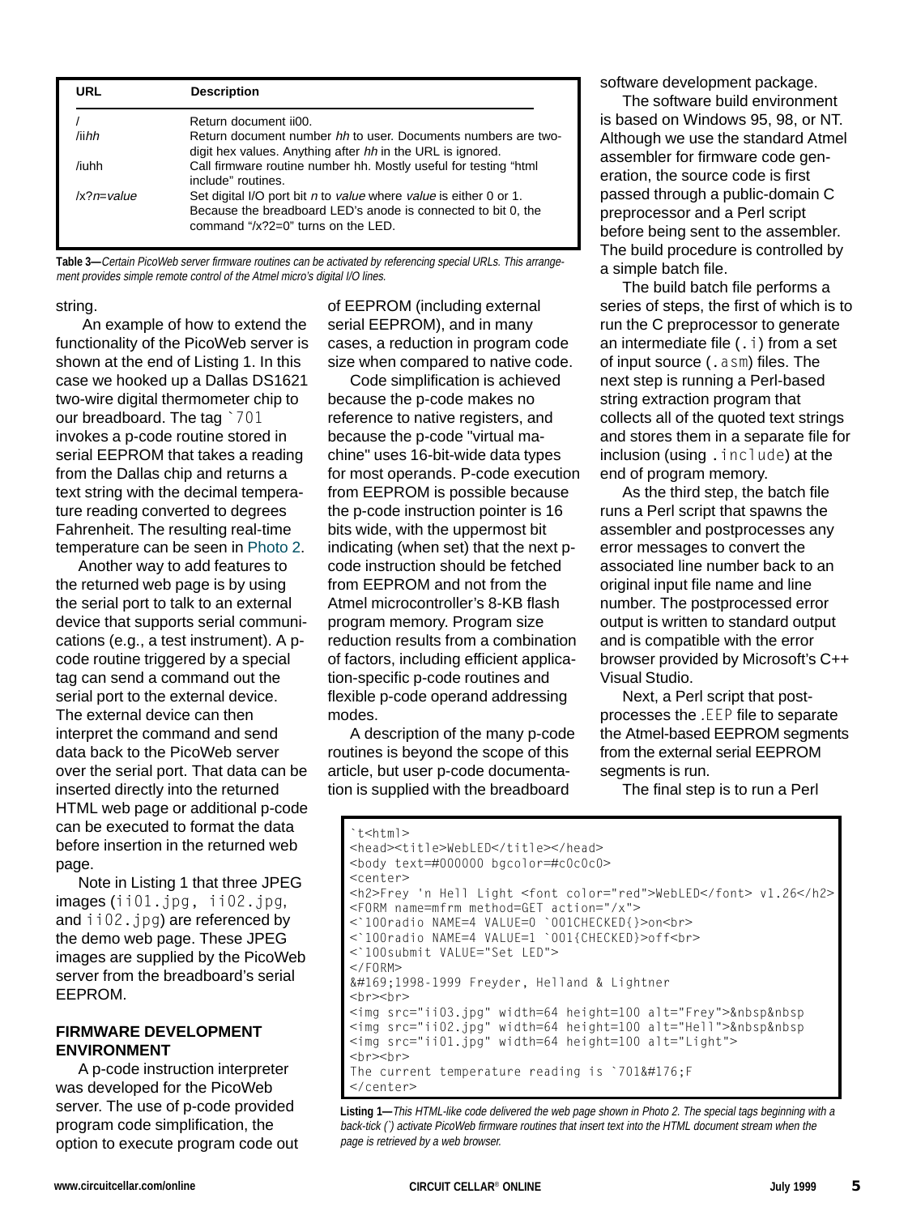| URL | Description |
|---|---|
| / | Return document ii00. |
| /ii*hh* | Return document number *hh* to user. Documents numbers are two-digit hex values. Anything after *hh* in the URL is ignored. |
| /iuhh | Call firmware routine number hh. Mostly useful for testing "html include" routines. |
| /x?*n*=*value* | Set digital I/O port bit *n* to *value* where *value* is either 0 or 1. Because the breadboard LED's anode is connected to bit 0, the command "/x?2=0" turns on the LED. |

**Table 3—***Certain PicoWeb server firmware routines can be activated by referencing special URLs. This arrangement provides simple remote control of the Atmel micro's digital I/O lines.*

string.

An example of how to extend the functionality of the PicoWeb server is shown at the end of Listing 1. In this case we hooked up a Dallas DS1621 two-wire digital thermometer chip to our breadboard. The tag `` `701 `` invokes a p-code routine stored in serial EEPROM that takes a reading from the Dallas chip and returns a text string with the decimal temperature reading converted to degrees Fahrenheit. The resulting real-time temperature can be seen in Photo 2.

Another way to add features to the returned web page is by using the serial port to talk to an external device that supports serial communications (e.g., a test instrument). A p-code routine triggered by a special tag can send a command out the serial port to the external device. The external device can then interpret the command and send data back to the PicoWeb server over the serial port. That data can be inserted directly into the returned HTML web page or additional p-code can be executed to format the data before insertion in the returned web page.

Note in Listing 1 that three JPEG images (`ii01.jpg`, `ii02.jpg`, and `ii02.jpg`) are referenced by the demo web page. These JPEG images are supplied by the PicoWeb server from the breadboard's serial EEPROM.

## FIRMWARE DEVELOPMENT ENVIRONMENT

A p-code instruction interpreter was developed for the PicoWeb server. The use of p-code provided program code simplification, the option to execute program code out of EEPROM (including external serial EEPROM), and in many cases, a reduction in program code size when compared to native code.

Code simplification is achieved because the p-code makes no reference to native registers, and because the p-code "virtual machine" uses 16-bit-wide data types for most operands. P-code execution from EEPROM is possible because the p-code instruction pointer is 16 bits wide, with the uppermost bit indicating (when set) that the next p-code instruction should be fetched from EEPROM and not from the Atmel microcontroller's 8-KB flash program memory. Program size reduction results from a combination of factors, including efficient application-specific p-code routines and flexible p-code operand addressing modes.

A description of the many p-code routines is beyond the scope of this article, but user p-code documentation is supplied with the breadboard software development package.

The software build environment is based on Windows 95, 98, or NT. Although we use the standard Atmel assembler for firmware code generation, the source code is first passed through a public-domain C preprocessor and a Perl script before being sent to the assembler. The build procedure is controlled by a simple batch file.

The build batch file performs a series of steps, the first of which is to run the C preprocessor to generate an intermediate file (`.i`) from a set of input source (`.asm`) files. The next step is running a Perl-based string extraction program that collects all of the quoted text strings and stores them in a separate file for inclusion (using `.include`) at the end of program memory.

As the third step, the batch file runs a Perl script that spawns the assembler and postprocesses any error messages to convert the associated line number back to an original input file name and line number. The postprocessed error output is written to standard output and is compatible with the error browser provided by Microsoft's C++ Visual Studio.

Next, a Perl script that post-processes the `.EEP` file to separate the Atmel-based EEPROM segments from the external serial EEPROM segments is run.

The final step is to run a Perl

```
`t<html>
<head><title>WebLED</title></head>
<body text=#000000 bgcolor=#c0c0c0>
<center>
<h2>Frey 'n Hell Light <font color="red">WebLED</font> v1.26</h2>
<FORM name=mfrm method=GET action="/x">
<`100radio NAME=4 VALUE=0 `001CHECKED{}>on<br>
<`100radio NAME=4 VALUE=1 `001{CHECKED}>off<br>
<`100submit VALUE="Set LED">
</FORM>
&#169;1998-1999 Freyder, Helland & Lightner
<br><br>
<img src="ii03.jpg" width=64 height=100 alt="Frey">&nbsp&nbsp
<img src="ii02.jpg" width=64 height=100 alt="Hell">&nbsp&nbsp
<img src="ii01.jpg" width=64 height=100 alt="Light">
<br><br>
The current temperature reading is `701&#176;F
</center>
```

**Listing 1—***This HTML-like code delivered the web page shown in Photo 2. The special tags beginning with a back-tick (`) activate PicoWeb firmware routines that insert text into the HTML document stream when the page is retrieved by a web browser.*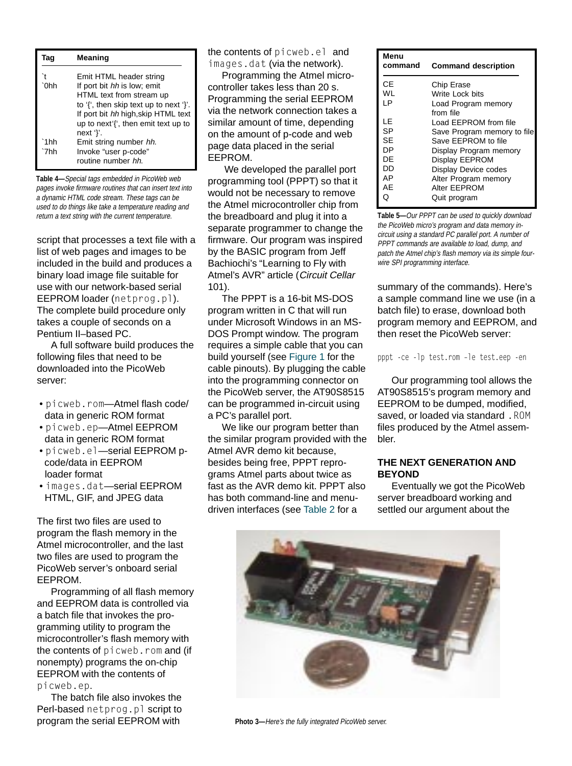| Tag | Meaning |
|---|---|
| `t | Emit HTML header string |
| `0hh | If port bit *hh* is low; emit HTML text from stream up to '{', then skip text up to next '}'. If port bit *hh* high,skip HTML text up to next'{', then emit text up to next '}'. |
| `1hh | Emit string number *hh.* |
| `7hh | Invoke "user p-code" routine number *hh.* |

**Table 4—***Special tags embedded in PicoWeb web pages invoke firmware routines that can insert text into a dynamic HTML code stream. These tags can be used to do things like take a temperature reading and return a text string with the current temperature.*

script that processes a text file with a list of web pages and images to be included in the build and produces a binary load image file suitable for use with our network-based serial EEPROM loader (netprog.pl). The complete build procedure only takes a couple of seconds on a Pentium II–based PC.

A full software build produces the following files that need to be downloaded into the PicoWeb server:

- picweb.rom—Atmel flash code/ data in generic ROM format
- picweb.ep—Atmel EEPROM data in generic ROM format
- picweb.el—serial EEPROM p-code/data in EEPROM loader format
- images.dat—serial EEPROM HTML, GIF, and JPEG data

The first two files are used to program the flash memory in the Atmel microcontroller, and the last two files are used to program the PicoWeb server's onboard serial EEPROM.

Programming of all flash memory and EEPROM data is controlled via a batch file that invokes the programming utility to program the microcontroller's flash memory with the contents of picweb.rom and (if nonempty) programs the on-chip EEPROM with the contents of picweb.ep.

The batch file also invokes the Perl-based netprog.pl script to program the serial EEPROM with the contents of picweb.el and images.dat (via the network).

Programming the Atmel microcontroller takes less than 20 s. Programming the serial EEPROM via the network connection takes a similar amount of time, depending on the amount of p-code and web page data placed in the serial EEPROM.

We developed the parallel port programming tool (PPPT) so that it would not be necessary to remove the Atmel microcontroller chip from the breadboard and plug it into a separate programmer to change the firmware. Our program was inspired by the BASIC program from Jeff Bachiochi's "Learning to Fly with Atmel's AVR" article (*Circuit Cellar* 101).

The PPPT is a 16-bit MS-DOS program written in C that will run under Microsoft Windows in an MS-DOS Prompt window. The program requires a simple cable that you can build yourself (see Figure 1 for the cable pinouts). By plugging the cable into the programming connector on the PicoWeb server, the AT90S8515 can be programmed in-circuit using a PC's parallel port.

We like our program better than the similar program provided with the Atmel AVR demo kit because, besides being free, PPPT reprograms Atmel parts about twice as fast as the AVR demo kit. PPPT also has both command-line and menu-driven interfaces (see Table 2 for a summary of the commands). Here's a sample command line we use (in a batch file) to erase, download both program memory and EEPROM, and then reset the PicoWeb server:

```
pppt -ce -lp test.rom -le test.eep -en
```

| Menu command | Command description |
|---|---|
| CE | Chip Erase |
| WL | Write Lock bits |
| LP | Load Program memory from file |
| LE | Load EEPROM from file |
| SP | Save Program memory to file |
| SE | Save EEPROM to file |
| DP | Display Program memory |
| DE | Display EEPROM |
| DD | Display Device codes |
| AP | Alter Program memory |
| AE | Alter EEPROM |
| Q | Quit program |

**Table 5—***Our PPPT can be used to quickly download the PicoWeb micro's program and data memory in-circuit using a standard PC parallel port. A number of PPPT commands are available to load, dump, and patch the Atmel chip's flash memory via its simple four-wire SPI programming interface.*

Our programming tool allows the AT90S8515's program memory and EEPROM to be dumped, modified, saved, or loaded via standard .ROM files produced by the Atmel assembler.

### THE NEXT GENERATION AND BEYOND

Eventually we got the PicoWeb server breadboard working and settled our argument about the

**Photo 3—***Here's the fully integrated PicoWeb server.*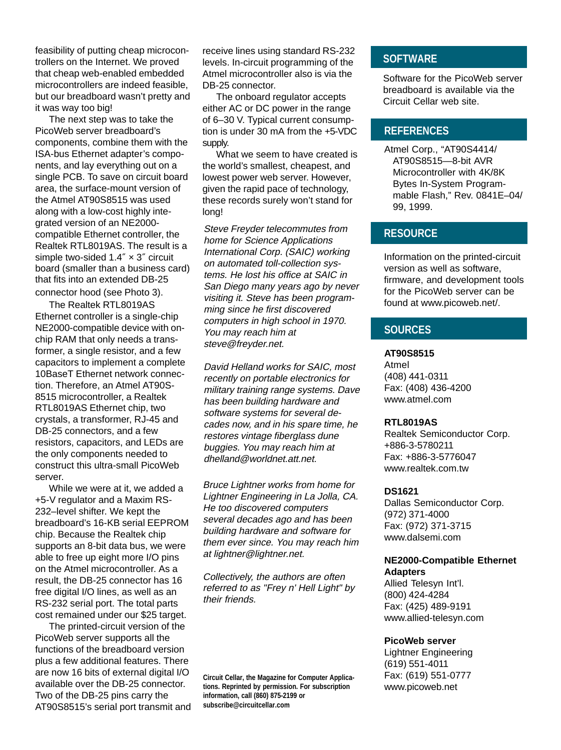feasibility of putting cheap microcontrollers on the Internet. We proved that cheap web-enabled embedded microcontrollers are indeed feasible, but our breadboard wasn't pretty and it was way too big!

The next step was to take the PicoWeb server breadboard's components, combine them with the ISA-bus Ethernet adapter's components, and lay everything out on a single PCB. To save on circuit board area, the surface-mount version of the Atmel AT90S8515 was used along with a low-cost highly integrated version of an NE2000-compatible Ethernet controller, the Realtek RTL8019AS. The result is a simple two-sided 1.4″ × 3″ circuit board (smaller than a business card) that fits into an extended DB-25 connector hood (see Photo 3).

The Realtek RTL8019AS Ethernet controller is a single-chip NE2000-compatible device with on-chip RAM that only needs a transformer, a single resistor, and a few capacitors to implement a complete 10BaseT Ethernet network connection. Therefore, an Atmel AT90S-8515 microcontroller, a Realtek RTL8019AS Ethernet chip, two crystals, a transformer, RJ-45 and DB-25 connectors, and a few resistors, capacitors, and LEDs are the only components needed to construct this ultra-small PicoWeb server.

While we were at it, we added a +5-V regulator and a Maxim RS-232–level shifter. We kept the breadboard's 16-KB serial EEPROM chip. Because the Realtek chip supports an 8-bit data bus, we were able to free up eight more I/O pins on the Atmel microcontroller. As a result, the DB-25 connector has 16 free digital I/O lines, as well as an RS-232 serial port. The total parts cost remained under our $25 target.

The printed-circuit version of the PicoWeb server supports all the functions of the breadboard version plus a few additional features. There are now 16 bits of external digital I/O available over the DB-25 connector. Two of the DB-25 pins carry the AT90S8515's serial port transmit and receive lines using standard RS-232 levels. In-circuit programming of the Atmel microcontroller also is via the DB-25 connector.

The onboard regulator accepts either AC or DC power in the range of 6–30 V. Typical current consumption is under 30 mA from the +5-VDC supply.

What we seem to have created is the world's smallest, cheapest, and lowest power web server. However, given the rapid pace of technology, these records surely won't stand for long!

*Steve Freyder telecommutes from home for Science Applications International Corp. (SAIC) working on automated toll-collection systems. He lost his office at SAIC in San Diego many years ago by never visiting it. Steve has been programming since he first discovered computers in high school in 1970. You may reach him at steve@freyder.net.*

*David Helland works for SAIC, most recently on portable electronics for military training range systems. Dave has been building hardware and software systems for several decades now, and in his spare time, he restores vintage fiberglass dune buggies. You may reach him at dhelland@worldnet.att.net.*

*Bruce Lightner works from home for Lightner Engineering in La Jolla, CA. He too discovered computers several decades ago and has been building hardware and software for them ever since. You may reach him at lightner@lightner.net.*

*Collectively, the authors are often referred to as "Frey n' Hell Light" by their friends.*

**Circuit Cellar, the Magazine for Computer Applications. Reprinted by permission. For subscription information, call (860) 875-2199 or subscribe@circuitcellar.com**

## SOFTWARE

Software for the PicoWeb server breadboard is available via the Circuit Cellar web site.

## REFERENCES

Atmel Corp., "AT90S4414/AT90S8515—8-bit AVR Microcontroller with 4K/8K Bytes In-System Programmable Flash," Rev. 0841E–04/99, 1999.

## RESOURCE

Information on the printed-circuit version as well as software, firmware, and development tools for the PicoWeb server can be found at www.picoweb.net/.

## SOURCES

**AT90S8515**
Atmel
(408) 441-0311
Fax: (408) 436-4200
www.atmel.com

**RTL8019AS**
Realtek Semiconductor Corp.
+886-3-5780211
Fax: +886-3-5776047
www.realtek.com.tw

**DS1621**
Dallas Semiconductor Corp.
(972) 371-4000
Fax: (972) 371-3715
www.dalsemi.com

**NE2000-Compatible Ethernet Adapters**
Allied Telesyn Int'l.
(800) 424-4284
Fax: (425) 489-9191
www.allied-telesyn.com

**PicoWeb server**
Lightner Engineering
(619) 551-4011
Fax: (619) 551-0777
www.picoweb.net